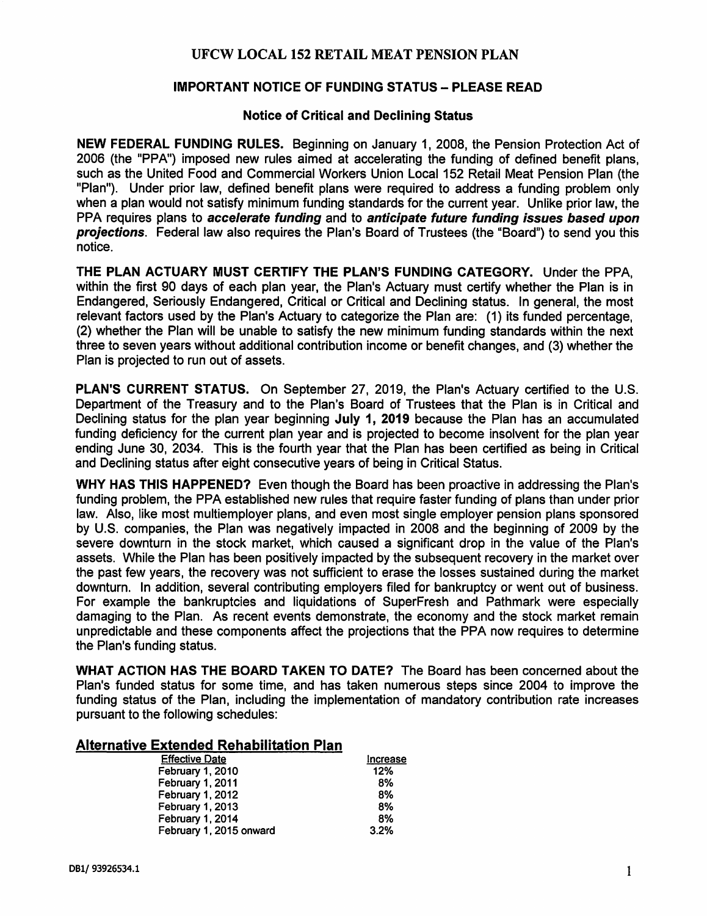# UFCW LOCAL 152 RETAIL MEAT PENSION PLAN

## IMPORTANT NOTICE OF FUNDING STATUS – PLEASE READ

### Notice of Critical and Declining Status

**NEW FEDERAL FUNDING RULES.** Beginning on January 1, 2008, the Pension Protection Act of 2006 (the "PPA") imposed new rules aimed at accelerating the funding of defined benefit plans, such as the United Food and Commercial Workers Union Local 152 Retail Meat Pension Plan (the "Plan"). Under prior law, defined benefit plans were required to address a funding problem only when a plan would not satisfy minimum funding standards for the current year. Unlike prior law, the PPA requires plans to ***accelerate funding*** and to ***anticipate future funding issues based upon projections***. Federal law also requires the Plan's Board of Trustees (the "Board") to send you this notice.

**THE PLAN ACTUARY MUST CERTIFY THE PLAN'S FUNDING CATEGORY.** Under the PPA, within the first 90 days of each plan year, the Plan's Actuary must certify whether the Plan is in Endangered, Seriously Endangered, Critical or Critical and Declining status. In general, the most relevant factors used by the Plan's Actuary to categorize the Plan are: (1) its funded percentage, (2) whether the Plan will be unable to satisfy the new minimum funding standards within the next three to seven years without additional contribution income or benefit changes, and (3) whether the Plan is projected to run out of assets.

**PLAN'S CURRENT STATUS.** On September 27, 2019, the Plan's Actuary certified to the U.S. Department of the Treasury and to the Plan's Board of Trustees that the Plan is in Critical and Declining status for the plan year beginning **July 1, 2019** because the Plan has an accumulated funding deficiency for the current plan year and is projected to become insolvent for the plan year ending June 30, 2034. This is the fourth year that the Plan has been certified as being in Critical and Declining status after eight consecutive years of being in Critical Status.

**WHY HAS THIS HAPPENED?** Even though the Board has been proactive in addressing the Plan's funding problem, the PPA established new rules that require faster funding of plans than under prior law. Also, like most multiemployer plans, and even most single employer pension plans sponsored by U.S. companies, the Plan was negatively impacted in 2008 and the beginning of 2009 by the severe downturn in the stock market, which caused a significant drop in the value of the Plan's assets. While the Plan has been positively impacted by the subsequent recovery in the market over the past few years, the recovery was not sufficient to erase the losses sustained during the market downturn. In addition, several contributing employers filed for bankruptcy or went out of business. For example the bankruptcies and liquidations of SuperFresh and Pathmark were especially damaging to the Plan. As recent events demonstrate, the economy and the stock market remain unpredictable and these components affect the projections that the PPA now requires to determine the Plan's funding status.

**WHAT ACTION HAS THE BOARD TAKEN TO DATE?** The Board has been concerned about the Plan's funded status for some time, and has taken numerous steps since 2004 to improve the funding status of the Plan, including the implementation of mandatory contribution rate increases pursuant to the following schedules:

## Alternative Extended Rehabilitation Plan

| Effective Date | Increase |
|---|---|
| February 1, 2010 | 12% |
| February 1, 2011 | 8% |
| February 1, 2012 | 8% |
| February 1, 2013 | 8% |
| February 1, 2014 | 8% |
| February 1, 2015 onward | 3.2% |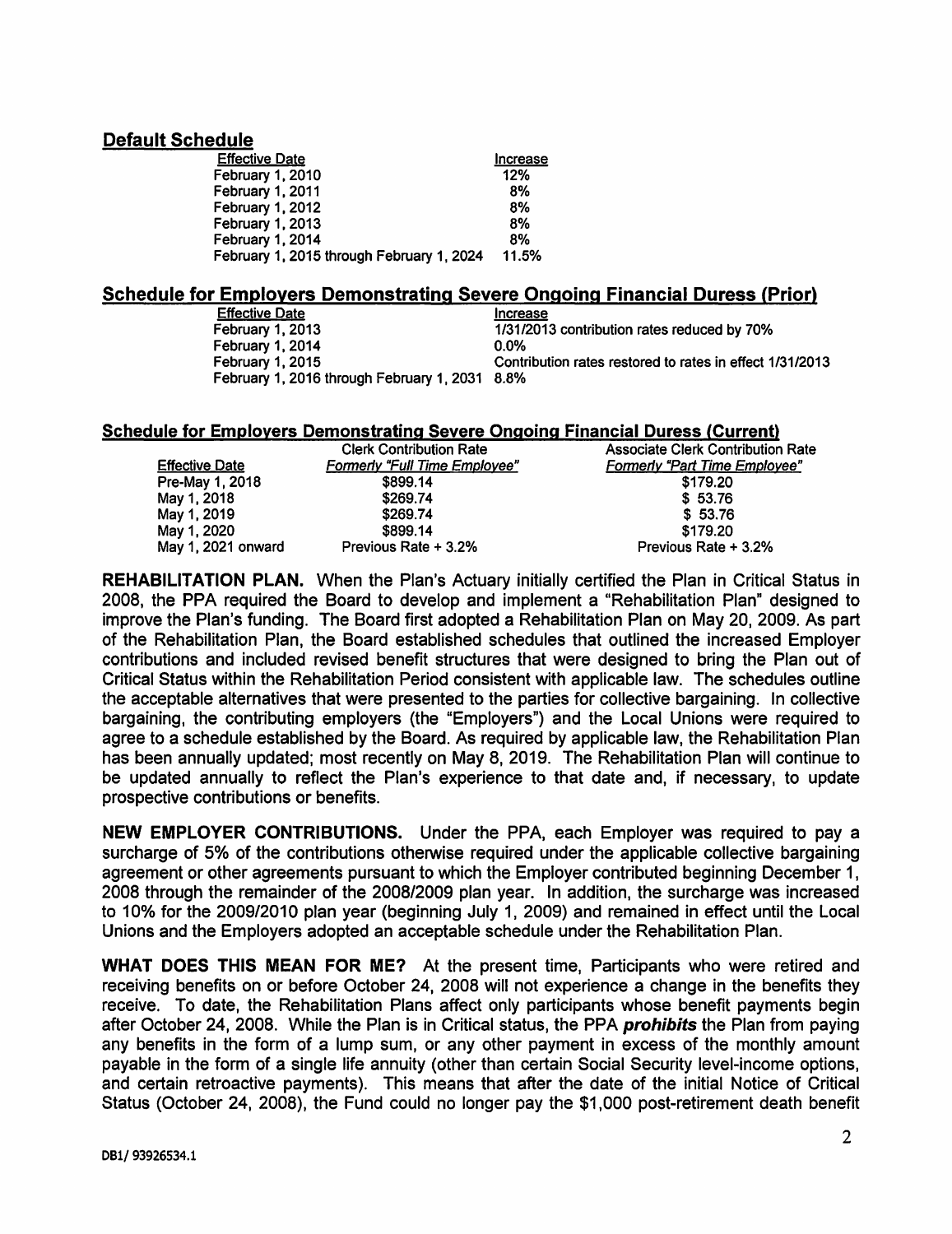## Default Schedule

| Effective Date | Increase |
|---|---|
| February 1, 2010 | 12% |
| February 1, 2011 | 8% |
| February 1, 2012 | 8% |
| February 1, 2013 | 8% |
| February 1, 2014 | 8% |
| February 1, 2015 through February 1, 2024 | 11.5% |

## Schedule for Employers Demonstrating Severe Ongoing Financial Duress (Prior)

| Effective Date | Increase |
|---|---|
| February 1, 2013 | 1/31/2013 contribution rates reduced by 70% |
| February 1, 2014 | 0.0% |
| February 1, 2015 | Contribution rates restored to rates in effect 1/31/2013 |
| February 1, 2016 through February 1, 2031 | 8.8% |

## Schedule for Employers Demonstrating Severe Ongoing Financial Duress (Current)

| Effective Date | Clerk Contribution Rate<br>*Formerly "Full Time Employee"* | Associate Clerk Contribution Rate<br>*Formerly "Part Time Employee"* |
|---|---|---|
| Pre-May 1, 2018 | $899.14 | $179.20 |
| May 1, 2018 | $269.74 | $ 53.76 |
| May 1, 2019 | $269.74 | $ 53.76 |
| May 1, 2020 | $899.14 | $179.20 |
| May 1, 2021 onward | Previous Rate + 3.2% | Previous Rate + 3.2% |

**REHABILITATION PLAN.** When the Plan's Actuary initially certified the Plan in Critical Status in 2008, the PPA required the Board to develop and implement a "Rehabilitation Plan" designed to improve the Plan's funding. The Board first adopted a Rehabilitation Plan on May 20, 2009. As part of the Rehabilitation Plan, the Board established schedules that outlined the increased Employer contributions and included revised benefit structures that were designed to bring the Plan out of Critical Status within the Rehabilitation Period consistent with applicable law. The schedules outline the acceptable alternatives that were presented to the parties for collective bargaining. In collective bargaining, the contributing employers (the "Employers") and the Local Unions were required to agree to a schedule established by the Board. As required by applicable law, the Rehabilitation Plan has been annually updated; most recently on May 8, 2019. The Rehabilitation Plan will continue to be updated annually to reflect the Plan's experience to that date and, if necessary, to update prospective contributions or benefits.

**NEW EMPLOYER CONTRIBUTIONS.** Under the PPA, each Employer was required to pay a surcharge of 5% of the contributions otherwise required under the applicable collective bargaining agreement or other agreements pursuant to which the Employer contributed beginning December 1, 2008 through the remainder of the 2008/2009 plan year. In addition, the surcharge was increased to 10% for the 2009/2010 plan year (beginning July 1, 2009) and remained in effect until the Local Unions and the Employers adopted an acceptable schedule under the Rehabilitation Plan.

**WHAT DOES THIS MEAN FOR ME?** At the present time, Participants who were retired and receiving benefits on or before October 24, 2008 will not experience a change in the benefits they receive. To date, the Rehabilitation Plans affect only participants whose benefit payments begin after October 24, 2008. While the Plan is in Critical status, the PPA ***prohibits*** the Plan from paying any benefits in the form of a lump sum, or any other payment in excess of the monthly amount payable in the form of a single life annuity (other than certain Social Security level-income options, and certain retroactive payments). This means that after the date of the initial Notice of Critical Status (October 24, 2008), the Fund could no longer pay the $1,000 post-retirement death benefit

DB1/ 93926534.1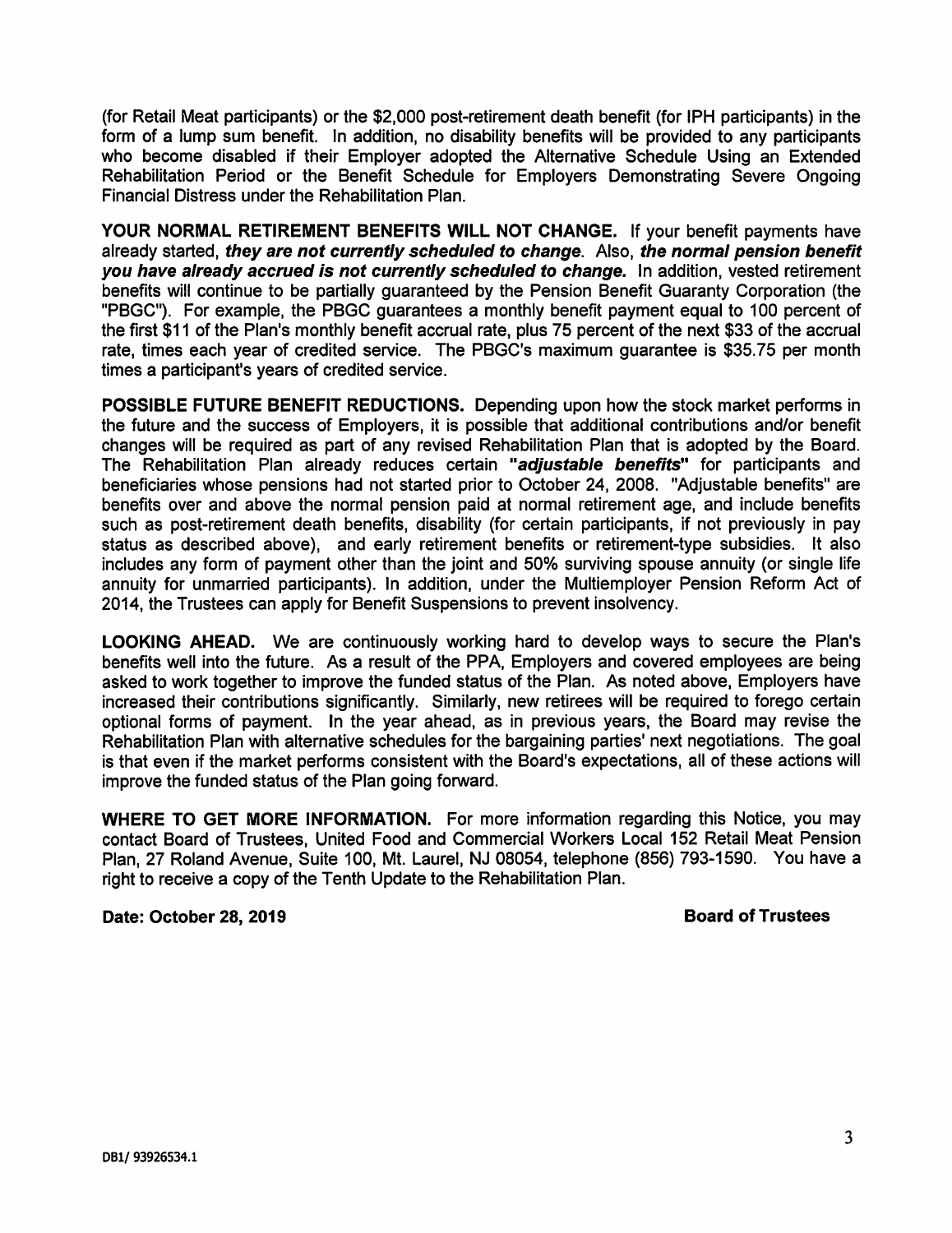(for Retail Meat participants) or the $2,000 post-retirement death benefit (for IPH participants) in the form of a lump sum benefit. In addition, no disability benefits will be provided to any participants who become disabled if their Employer adopted the Alternative Schedule Using an Extended Rehabilitation Period or the Benefit Schedule for Employers Demonstrating Severe Ongoing Financial Distress under the Rehabilitation Plan.

**YOUR NORMAL RETIREMENT BENEFITS WILL NOT CHANGE.** If your benefit payments have already started, ***they are not currently scheduled to change***. Also, ***the normal pension benefit you have already accrued is not currently scheduled to change.*** In addition, vested retirement benefits will continue to be partially guaranteed by the Pension Benefit Guaranty Corporation (the "PBGC"). For example, the PBGC guarantees a monthly benefit payment equal to 100 percent of the first $11 of the Plan's monthly benefit accrual rate, plus 75 percent of the next $33 of the accrual rate, times each year of credited service. The PBGC's maximum guarantee is $35.75 per month times a participant's years of credited service.

**POSSIBLE FUTURE BENEFIT REDUCTIONS.** Depending upon how the stock market performs in the future and the success of Employers, it is possible that additional contributions and/or benefit changes will be required as part of any revised Rehabilitation Plan that is adopted by the Board. The Rehabilitation Plan already reduces certain **"*adjustable benefits*"** for participants and beneficiaries whose pensions had not started prior to October 24, 2008. "Adjustable benefits" are benefits over and above the normal pension paid at normal retirement age, and include benefits such as post-retirement death benefits, disability (for certain participants, if not previously in pay status as described above), and early retirement benefits or retirement-type subsidies. It also includes any form of payment other than the joint and 50% surviving spouse annuity (or single life annuity for unmarried participants). In addition, under the Multiemployer Pension Reform Act of 2014, the Trustees can apply for Benefit Suspensions to prevent insolvency.

**LOOKING AHEAD.** We are continuously working hard to develop ways to secure the Plan's benefits well into the future. As a result of the PPA, Employers and covered employees are being asked to work together to improve the funded status of the Plan. As noted above, Employers have increased their contributions significantly. Similarly, new retirees will be required to forego certain optional forms of payment. In the year ahead, as in previous years, the Board may revise the Rehabilitation Plan with alternative schedules for the bargaining parties' next negotiations. The goal is that even if the market performs consistent with the Board's expectations, all of these actions will improve the funded status of the Plan going forward.

**WHERE TO GET MORE INFORMATION.** For more information regarding this Notice, you may contact Board of Trustees, United Food and Commercial Workers Local 152 Retail Meat Pension Plan, 27 Roland Avenue, Suite 100, Mt. Laurel, NJ 08054, telephone (856) 793-1590. You have a right to receive a copy of the Tenth Update to the Rehabilitation Plan.

**Date: October 28, 2019** **Board of Trustees**

DB1/ 93926534.1